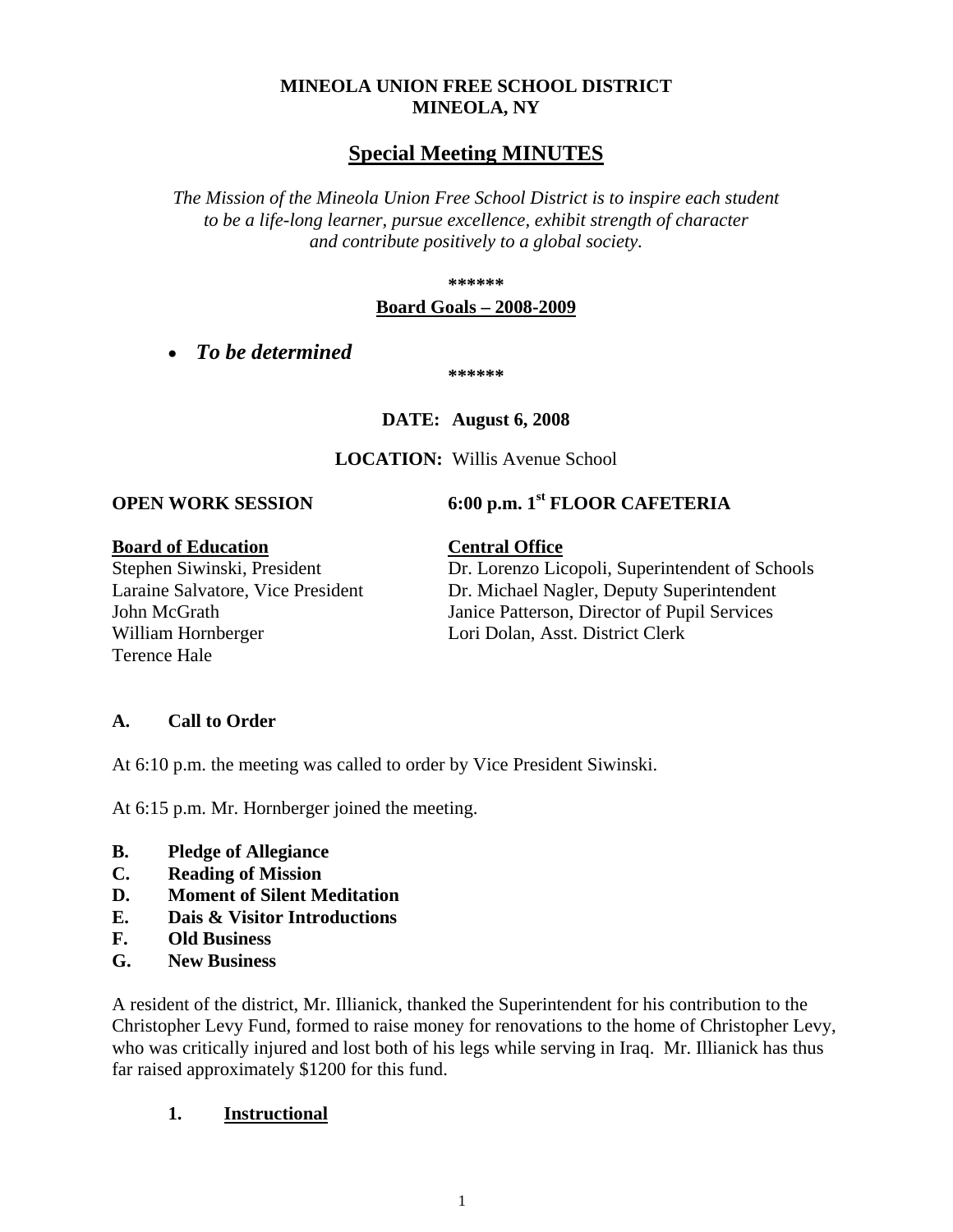**MINEOLA UNION FREE SCHOOL DISTRICT**
**MINEOLA, NY**

# Special Meeting MINUTES

*The Mission of the Mineola Union Free School District is to inspire each student to be a life-long learner, pursue excellence, exhibit strength of character and contribute positively to a global society.*

**\*\*\*\*\*\***

**Board Goals – 2008-2009**

- ***To be determined***

**\*\*\*\*\*\***

**DATE: August 6, 2008**

**LOCATION:** Willis Avenue School

**OPEN WORK SESSION** **6:00 p.m. 1st FLOOR CAFETERIA**

**Board of Education**
Stephen Siwinski, President
Laraine Salvatore, Vice President
John McGrath
William Hornberger
Terence Hale

**Central Office**
Dr. Lorenzo Licopoli, Superintendent of Schools
Dr. Michael Nagler, Deputy Superintendent
Janice Patterson, Director of Pupil Services
Lori Dolan, Asst. District Clerk

## A. Call to Order

At 6:10 p.m. the meeting was called to order by Vice President Siwinski.

At 6:15 p.m. Mr. Hornberger joined the meeting.

**B. Pledge of Allegiance**
**C. Reading of Mission**
**D. Moment of Silent Meditation**
**E. Dais & Visitor Introductions**
**F. Old Business**
**G. New Business**

A resident of the district, Mr. Illianick, thanked the Superintendent for his contribution to the Christopher Levy Fund, formed to raise money for renovations to the home of Christopher Levy, who was critically injured and lost both of his legs while serving in Iraq. Mr. Illianick has thus far raised approximately $1200 for this fund.

### 1. Instructional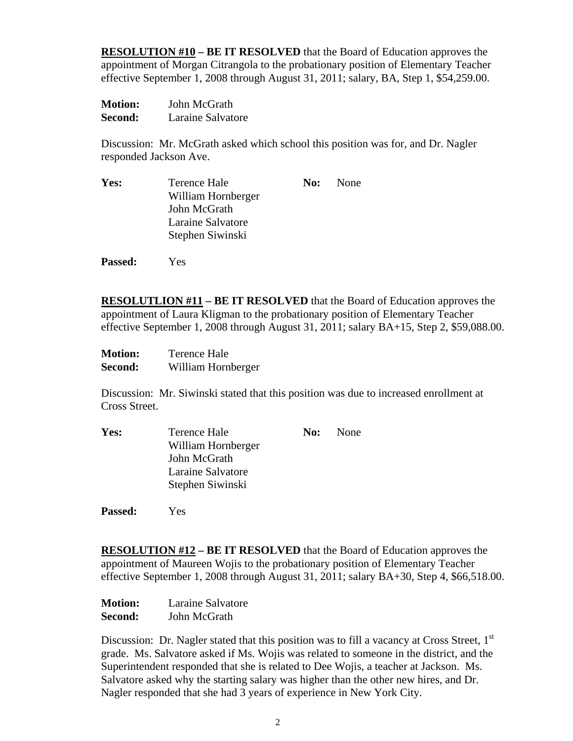**RESOLUTION #10 – BE IT RESOLVED** that the Board of Education approves the appointment of Morgan Citrangola to the probationary position of Elementary Teacher effective September 1, 2008 through August 31, 2011; salary, BA, Step 1, $54,259.00.

**Motion:** John McGrath
**Second:** Laraine Salvatore

Discussion: Mr. McGrath asked which school this position was for, and Dr. Nagler responded Jackson Ave.

**Yes:** Terence Hale, William Hornberger, John McGrath, Laraine Salvatore, Stephen Siwinski
**No:** None

**Passed:** Yes

**RESOLUTLION #11 – BE IT RESOLVED** that the Board of Education approves the appointment of Laura Kligman to the probationary position of Elementary Teacher effective September 1, 2008 through August 31, 2011; salary BA+15, Step 2, $59,088.00.

**Motion:** Terence Hale
**Second:** William Hornberger

Discussion: Mr. Siwinski stated that this position was due to increased enrollment at Cross Street.

**Yes:** Terence Hale, William Hornberger, John McGrath, Laraine Salvatore, Stephen Siwinski
**No:** None

**Passed:** Yes

**RESOLUTION #12 – BE IT RESOLVED** that the Board of Education approves the appointment of Maureen Wojis to the probationary position of Elementary Teacher effective September 1, 2008 through August 31, 2011; salary BA+30, Step 4, $66,518.00.

**Motion:** Laraine Salvatore
**Second:** John McGrath

Discussion: Dr. Nagler stated that this position was to fill a vacancy at Cross Street, 1st grade. Ms. Salvatore asked if Ms. Wojis was related to someone in the district, and the Superintendent responded that she is related to Dee Wojis, a teacher at Jackson. Ms. Salvatore asked why the starting salary was higher than the other new hires, and Dr. Nagler responded that she had 3 years of experience in New York City.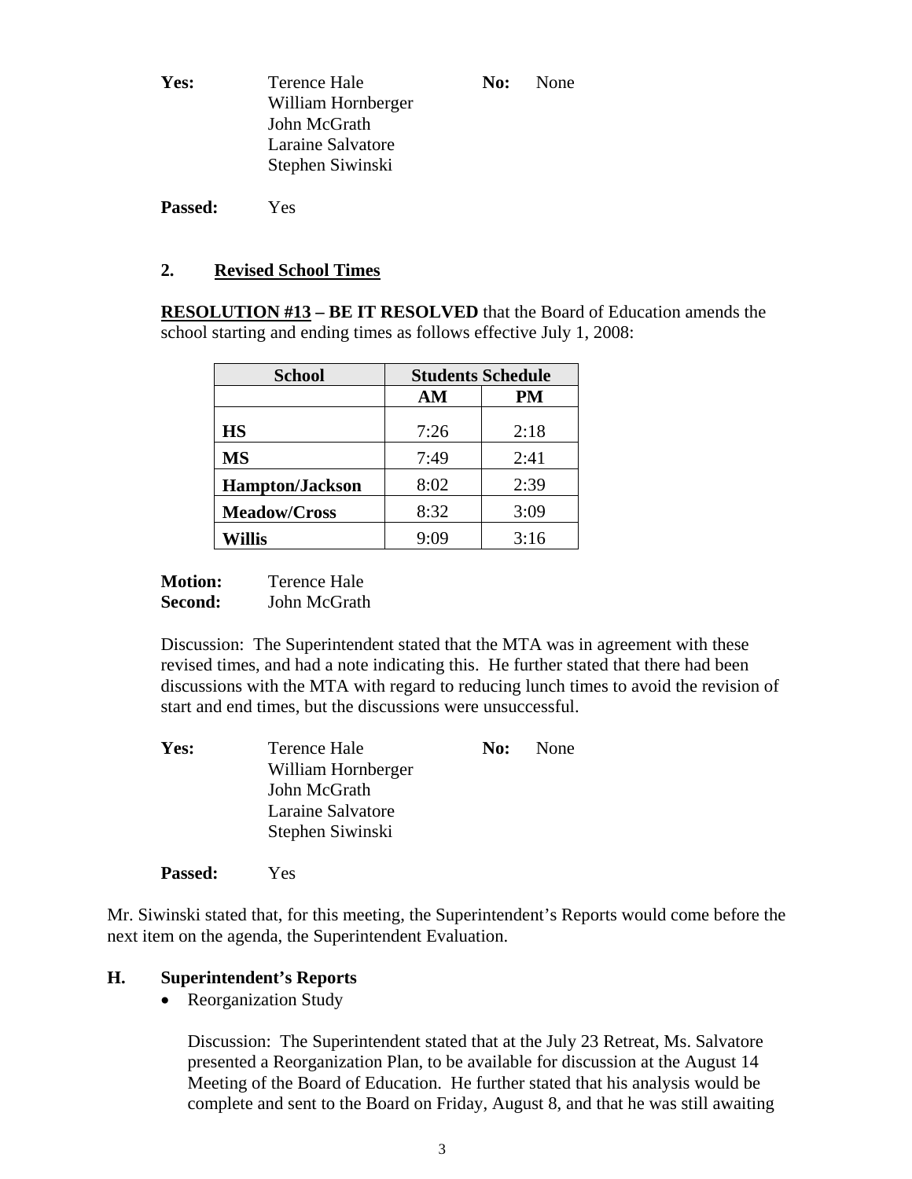| **Yes:** | Terence Hale<br>William Hornberger<br>John McGrath<br>Laraine Salvatore<br>Stephen Siwinski | **No:** | None |
|---|---|---|---|

**Passed:** Yes

## 2. Revised School Times

**RESOLUTION #13 – BE IT RESOLVED** that the Board of Education amends the school starting and ending times as follows effective July 1, 2008:

| School | Students Schedule | |
|---|---|---|
| | AM | PM |
| **HS** | 7:26 | 2:18 |
| **MS** | 7:49 | 2:41 |
| **Hampton/Jackson** | 8:02 | 2:39 |
| **Meadow/Cross** | 8:32 | 3:09 |
| **Willis** | 9:09 | 3:16 |

**Motion:** Terence Hale
**Second:** John McGrath

Discussion: The Superintendent stated that the MTA was in agreement with these revised times, and had a note indicating this. He further stated that there had been discussions with the MTA with regard to reducing lunch times to avoid the revision of start and end times, but the discussions were unsuccessful.

| **Yes:** | Terence Hale<br>William Hornberger<br>John McGrath<br>Laraine Salvatore<br>Stephen Siwinski | **No:** | None |
|---|---|---|---|

**Passed:** Yes

Mr. Siwinski stated that, for this meeting, the Superintendent's Reports would come before the next item on the agenda, the Superintendent Evaluation.

# H. Superintendent's Reports

- Reorganization Study

  Discussion: The Superintendent stated that at the July 23 Retreat, Ms. Salvatore presented a Reorganization Plan, to be available for discussion at the August 14 Meeting of the Board of Education. He further stated that his analysis would be complete and sent to the Board on Friday, August 8, and that he was still awaiting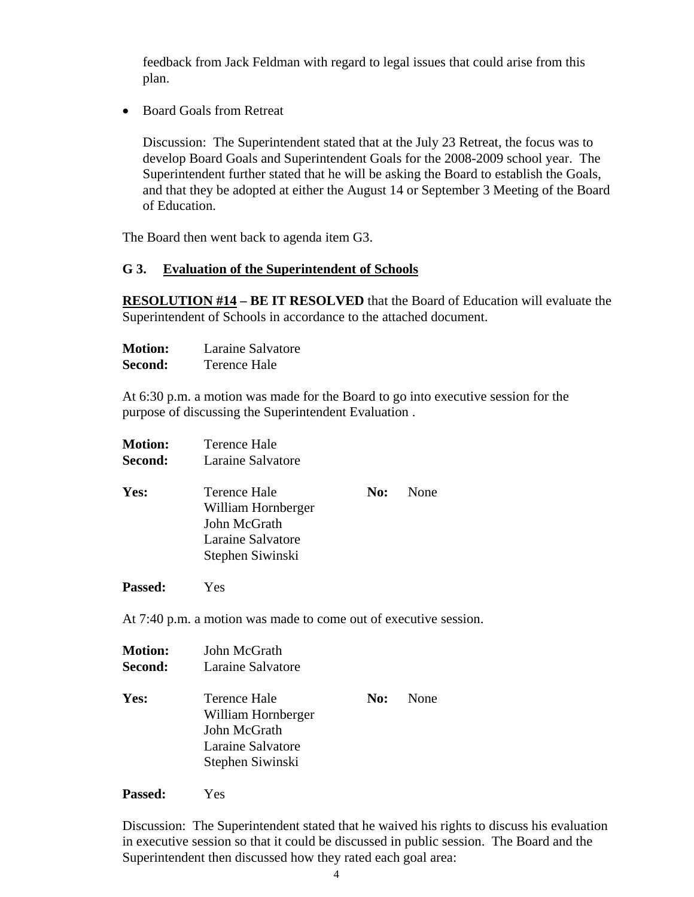feedback from Jack Feldman with regard to legal issues that could arise from this plan.

- Board Goals from Retreat

  Discussion: The Superintendent stated that at the July 23 Retreat, the focus was to develop Board Goals and Superintendent Goals for the 2008-2009 school year. The Superintendent further stated that he will be asking the Board to establish the Goals, and that they be adopted at either the August 14 or September 3 Meeting of the Board of Education.

The Board then went back to agenda item G3.

### G 3. <u>Evaluation of the Superintendent of Schools</u>

**<u>RESOLUTION #14</u> – BE IT RESOLVED** that the Board of Education will evaluate the Superintendent of Schools in accordance to the attached document.

**Motion:** Laraine Salvatore
**Second:** Terence Hale

At 6:30 p.m. a motion was made for the Board to go into executive session for the purpose of discussing the Superintendent Evaluation .

**Motion:** Terence Hale
**Second:** Laraine Salvatore

**Yes:** Terence Hale
William Hornberger
John McGrath
Laraine Salvatore
Stephen Siwinski

**No:** None

**Passed:** Yes

At 7:40 p.m. a motion was made to come out of executive session.

**Motion:** John McGrath
**Second:** Laraine Salvatore

**Yes:** Terence Hale
William Hornberger
John McGrath
Laraine Salvatore
Stephen Siwinski

**No:** None

**Passed:** Yes

Discussion: The Superintendent stated that he waived his rights to discuss his evaluation in executive session so that it could be discussed in public session. The Board and the Superintendent then discussed how they rated each goal area: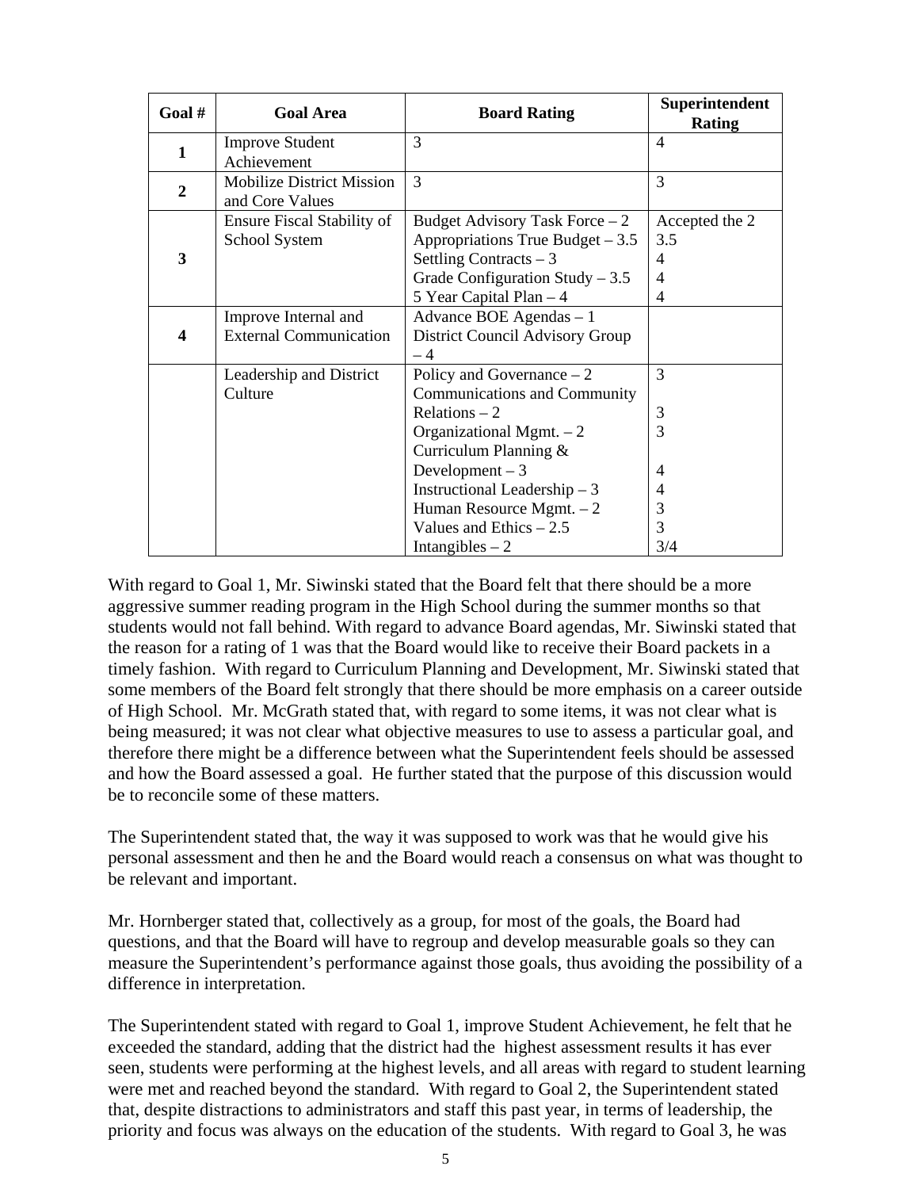| Goal # | Goal Area | Board Rating | Superintendent Rating |
|---|---|---|---|
| **1** | Improve Student Achievement | 3 | 4 |
| **2** | Mobilize District Mission and Core Values | 3 | 3 |
| **3** | Ensure Fiscal Stability of School System | Budget Advisory Task Force – 2<br>Appropriations True Budget – 3.5<br>Settling Contracts – 3<br>Grade Configuration Study – 3.5<br>5 Year Capital Plan – 4 | Accepted the 2<br>3.5<br>4<br>4<br>4 |
| **4** | Improve Internal and External Communication | Advance BOE Agendas – 1<br>District Council Advisory Group – 4 | |
| | Leadership and District Culture | Policy and Governance – 2<br>Communications and Community Relations – 2<br>Organizational Mgmt. – 2<br>Curriculum Planning & Development – 3<br>Instructional Leadership – 3<br>Human Resource Mgmt. – 2<br>Values and Ethics – 2.5<br>Intangibles – 2 | 3<br>3<br>3<br>4<br>4<br>3<br>3<br>3/4 |

With regard to Goal 1, Mr. Siwinski stated that the Board felt that there should be a more aggressive summer reading program in the High School during the summer months so that students would not fall behind. With regard to advance Board agendas, Mr. Siwinski stated that the reason for a rating of 1 was that the Board would like to receive their Board packets in a timely fashion. With regard to Curriculum Planning and Development, Mr. Siwinski stated that some members of the Board felt strongly that there should be more emphasis on a career outside of High School. Mr. McGrath stated that, with regard to some items, it was not clear what is being measured; it was not clear what objective measures to use to assess a particular goal, and therefore there might be a difference between what the Superintendent feels should be assessed and how the Board assessed a goal. He further stated that the purpose of this discussion would be to reconcile some of these matters.

The Superintendent stated that, the way it was supposed to work was that he would give his personal assessment and then he and the Board would reach a consensus on what was thought to be relevant and important.

Mr. Hornberger stated that, collectively as a group, for most of the goals, the Board had questions, and that the Board will have to regroup and develop measurable goals so they can measure the Superintendent's performance against those goals, thus avoiding the possibility of a difference in interpretation.

The Superintendent stated with regard to Goal 1, improve Student Achievement, he felt that he exceeded the standard, adding that the district had the highest assessment results it has ever seen, students were performing at the highest levels, and all areas with regard to student learning were met and reached beyond the standard. With regard to Goal 2, the Superintendent stated that, despite distractions to administrators and staff this past year, in terms of leadership, the priority and focus was always on the education of the students. With regard to Goal 3, he was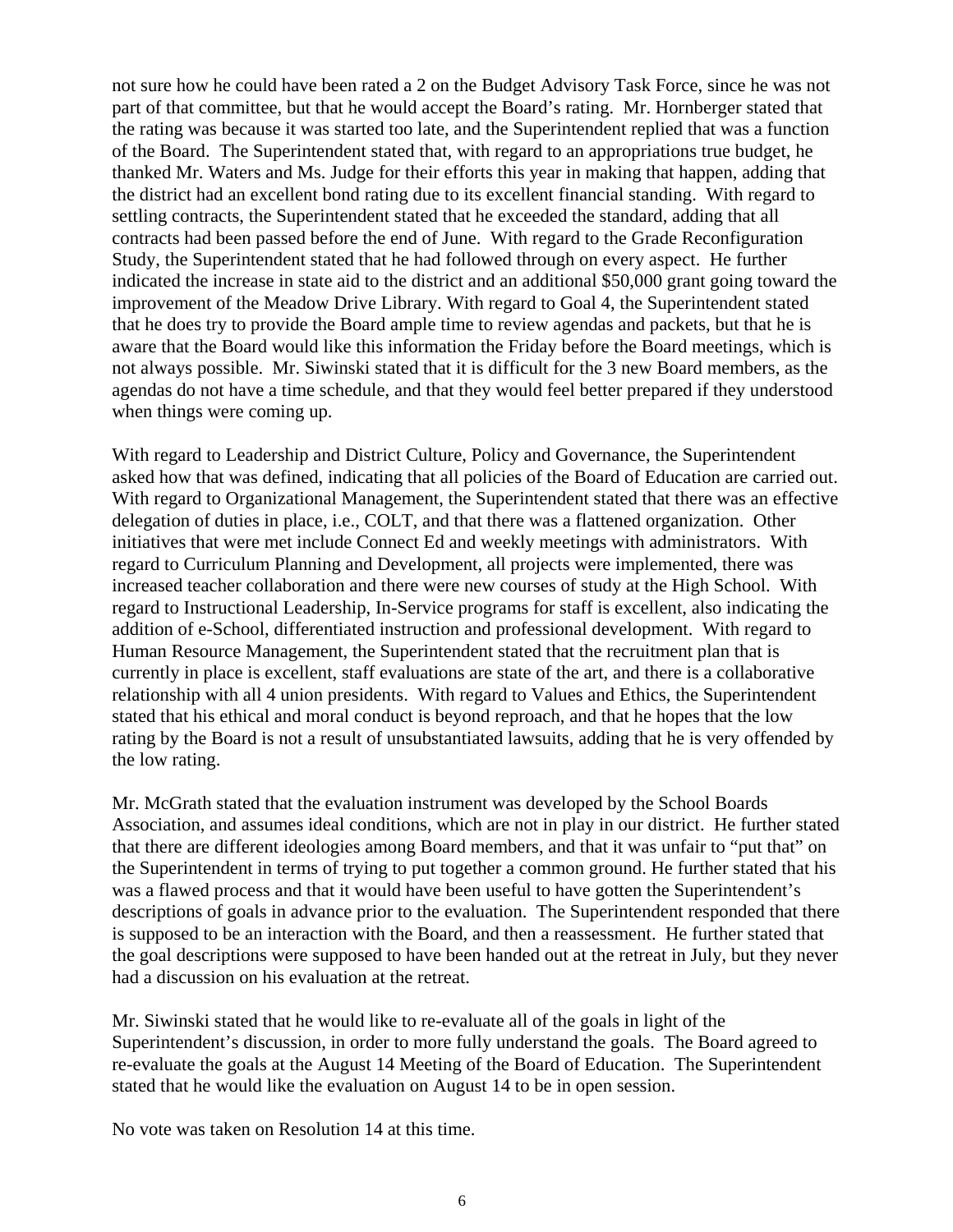not sure how he could have been rated a 2 on the Budget Advisory Task Force, since he was not part of that committee, but that he would accept the Board's rating. Mr. Hornberger stated that the rating was because it was started too late, and the Superintendent replied that was a function of the Board. The Superintendent stated that, with regard to an appropriations true budget, he thanked Mr. Waters and Ms. Judge for their efforts this year in making that happen, adding that the district had an excellent bond rating due to its excellent financial standing. With regard to settling contracts, the Superintendent stated that he exceeded the standard, adding that all contracts had been passed before the end of June. With regard to the Grade Reconfiguration Study, the Superintendent stated that he had followed through on every aspect. He further indicated the increase in state aid to the district and an additional $50,000 grant going toward the improvement of the Meadow Drive Library. With regard to Goal 4, the Superintendent stated that he does try to provide the Board ample time to review agendas and packets, but that he is aware that the Board would like this information the Friday before the Board meetings, which is not always possible. Mr. Siwinski stated that it is difficult for the 3 new Board members, as the agendas do not have a time schedule, and that they would feel better prepared if they understood when things were coming up.

With regard to Leadership and District Culture, Policy and Governance, the Superintendent asked how that was defined, indicating that all policies of the Board of Education are carried out. With regard to Organizational Management, the Superintendent stated that there was an effective delegation of duties in place, i.e., COLT, and that there was a flattened organization. Other initiatives that were met include Connect Ed and weekly meetings with administrators. With regard to Curriculum Planning and Development, all projects were implemented, there was increased teacher collaboration and there were new courses of study at the High School. With regard to Instructional Leadership, In-Service programs for staff is excellent, also indicating the addition of e-School, differentiated instruction and professional development. With regard to Human Resource Management, the Superintendent stated that the recruitment plan that is currently in place is excellent, staff evaluations are state of the art, and there is a collaborative relationship with all 4 union presidents. With regard to Values and Ethics, the Superintendent stated that his ethical and moral conduct is beyond reproach, and that he hopes that the low rating by the Board is not a result of unsubstantiated lawsuits, adding that he is very offended by the low rating.

Mr. McGrath stated that the evaluation instrument was developed by the School Boards Association, and assumes ideal conditions, which are not in play in our district. He further stated that there are different ideologies among Board members, and that it was unfair to "put that" on the Superintendent in terms of trying to put together a common ground. He further stated that his was a flawed process and that it would have been useful to have gotten the Superintendent's descriptions of goals in advance prior to the evaluation. The Superintendent responded that there is supposed to be an interaction with the Board, and then a reassessment. He further stated that the goal descriptions were supposed to have been handed out at the retreat in July, but they never had a discussion on his evaluation at the retreat.

Mr. Siwinski stated that he would like to re-evaluate all of the goals in light of the Superintendent's discussion, in order to more fully understand the goals. The Board agreed to re-evaluate the goals at the August 14 Meeting of the Board of Education. The Superintendent stated that he would like the evaluation on August 14 to be in open session.

No vote was taken on Resolution 14 at this time.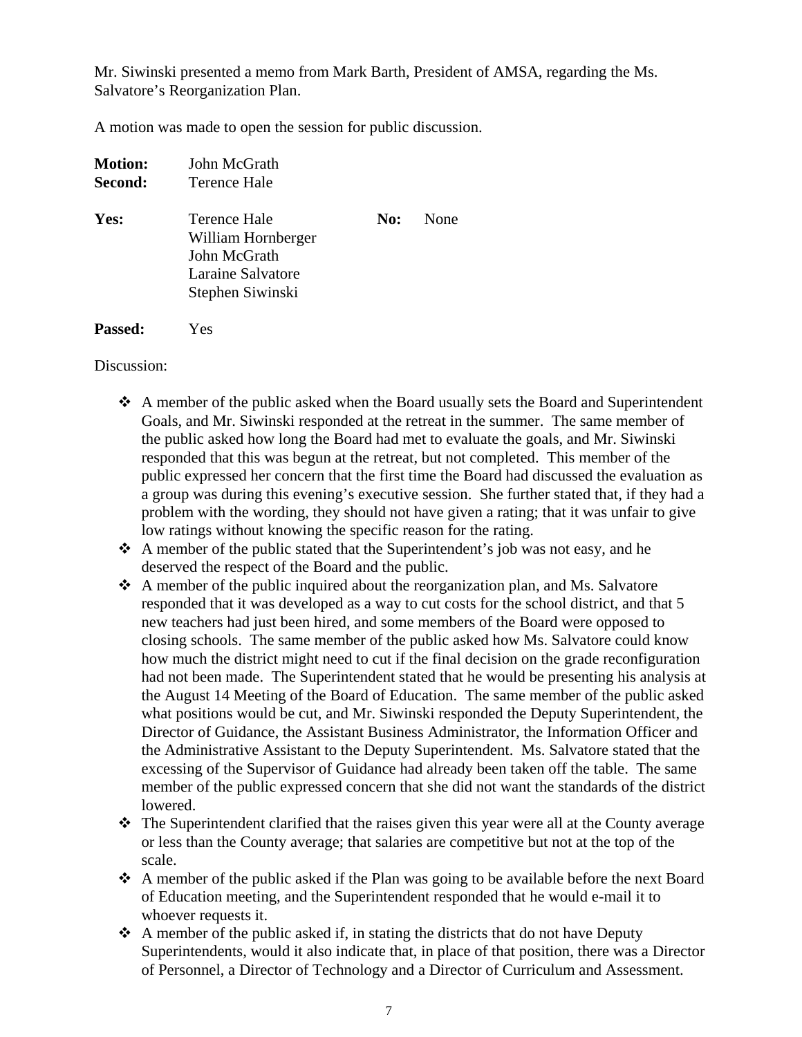Mr. Siwinski presented a memo from Mark Barth, President of AMSA, regarding the Ms. Salvatore's Reorganization Plan.

A motion was made to open the session for public discussion.

| | | | |
|---|---|---|---|
| **Motion:** | John McGrath | | |
| **Second:** | Terence Hale | | |
| **Yes:** | Terence Hale<br>William Hornberger<br>John McGrath<br>Laraine Salvatore<br>Stephen Siwinski | **No:** | None |
| **Passed:** | Yes | | |

Discussion:

- A member of the public asked when the Board usually sets the Board and Superintendent Goals, and Mr. Siwinski responded at the retreat in the summer. The same member of the public asked how long the Board had met to evaluate the goals, and Mr. Siwinski responded that this was begun at the retreat, but not completed. This member of the public expressed her concern that the first time the Board had discussed the evaluation as a group was during this evening's executive session. She further stated that, if they had a problem with the wording, they should not have given a rating; that it was unfair to give low ratings without knowing the specific reason for the rating.
- A member of the public stated that the Superintendent's job was not easy, and he deserved the respect of the Board and the public.
- A member of the public inquired about the reorganization plan, and Ms. Salvatore responded that it was developed as a way to cut costs for the school district, and that 5 new teachers had just been hired, and some members of the Board were opposed to closing schools. The same member of the public asked how Ms. Salvatore could know how much the district might need to cut if the final decision on the grade reconfiguration had not been made. The Superintendent stated that he would be presenting his analysis at the August 14 Meeting of the Board of Education. The same member of the public asked what positions would be cut, and Mr. Siwinski responded the Deputy Superintendent, the Director of Guidance, the Assistant Business Administrator, the Information Officer and the Administrative Assistant to the Deputy Superintendent. Ms. Salvatore stated that the excessing of the Supervisor of Guidance had already been taken off the table. The same member of the public expressed concern that she did not want the standards of the district lowered.
- The Superintendent clarified that the raises given this year were all at the County average or less than the County average; that salaries are competitive but not at the top of the scale.
- A member of the public asked if the Plan was going to be available before the next Board of Education meeting, and the Superintendent responded that he would e-mail it to whoever requests it.
- A member of the public asked if, in stating the districts that do not have Deputy Superintendents, would it also indicate that, in place of that position, there was a Director of Personnel, a Director of Technology and a Director of Curriculum and Assessment.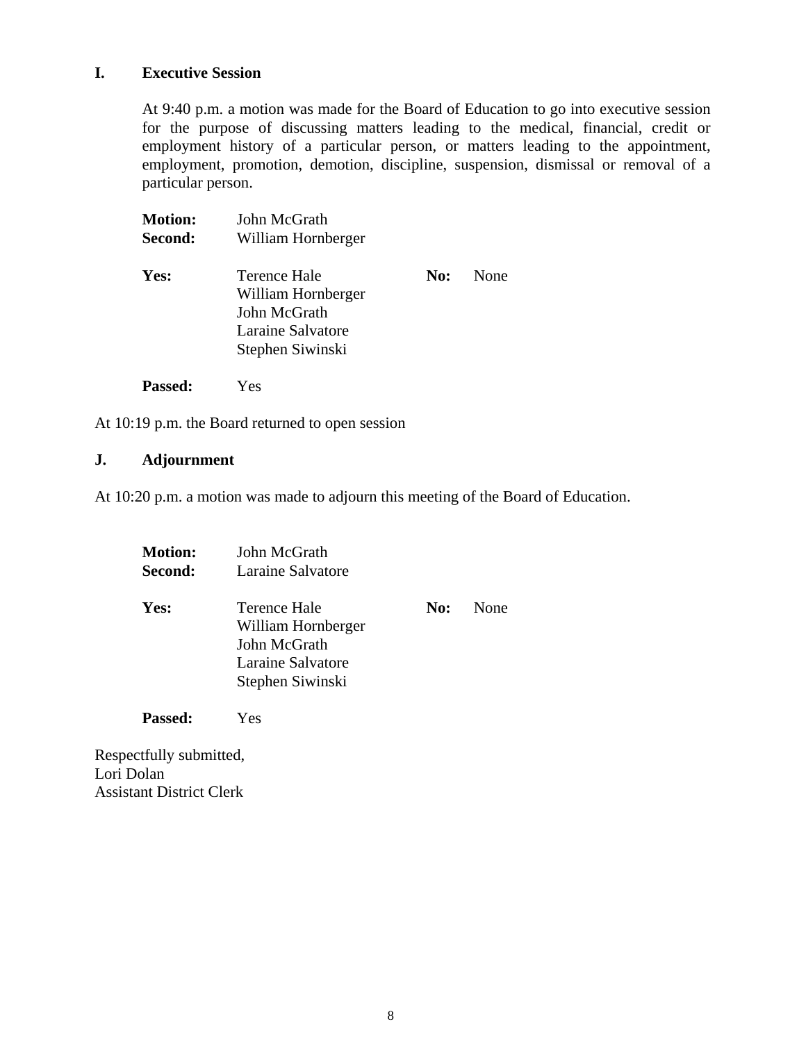## I. Executive Session

At 9:40 p.m. a motion was made for the Board of Education to go into executive session for the purpose of discussing matters leading to the medical, financial, credit or employment history of a particular person, or matters leading to the appointment, employment, promotion, demotion, discipline, suspension, dismissal or removal of a particular person.

**Motion:** John McGrath
**Second:** William Hornberger

| | | | |
|---|---|---|---|
| **Yes:** | Terence Hale<br>William Hornberger<br>John McGrath<br>Laraine Salvatore<br>Stephen Siwinski | **No:** | None |

**Passed:** Yes

At 10:19 p.m. the Board returned to open session

## J. Adjournment

At 10:20 p.m. a motion was made to adjourn this meeting of the Board of Education.

**Motion:** John McGrath
**Second:** Laraine Salvatore

| | | | |
|---|---|---|---|
| **Yes:** | Terence Hale<br>William Hornberger<br>John McGrath<br>Laraine Salvatore<br>Stephen Siwinski | **No:** | None |

**Passed:** Yes

Respectfully submitted,
Lori Dolan
Assistant District Clerk